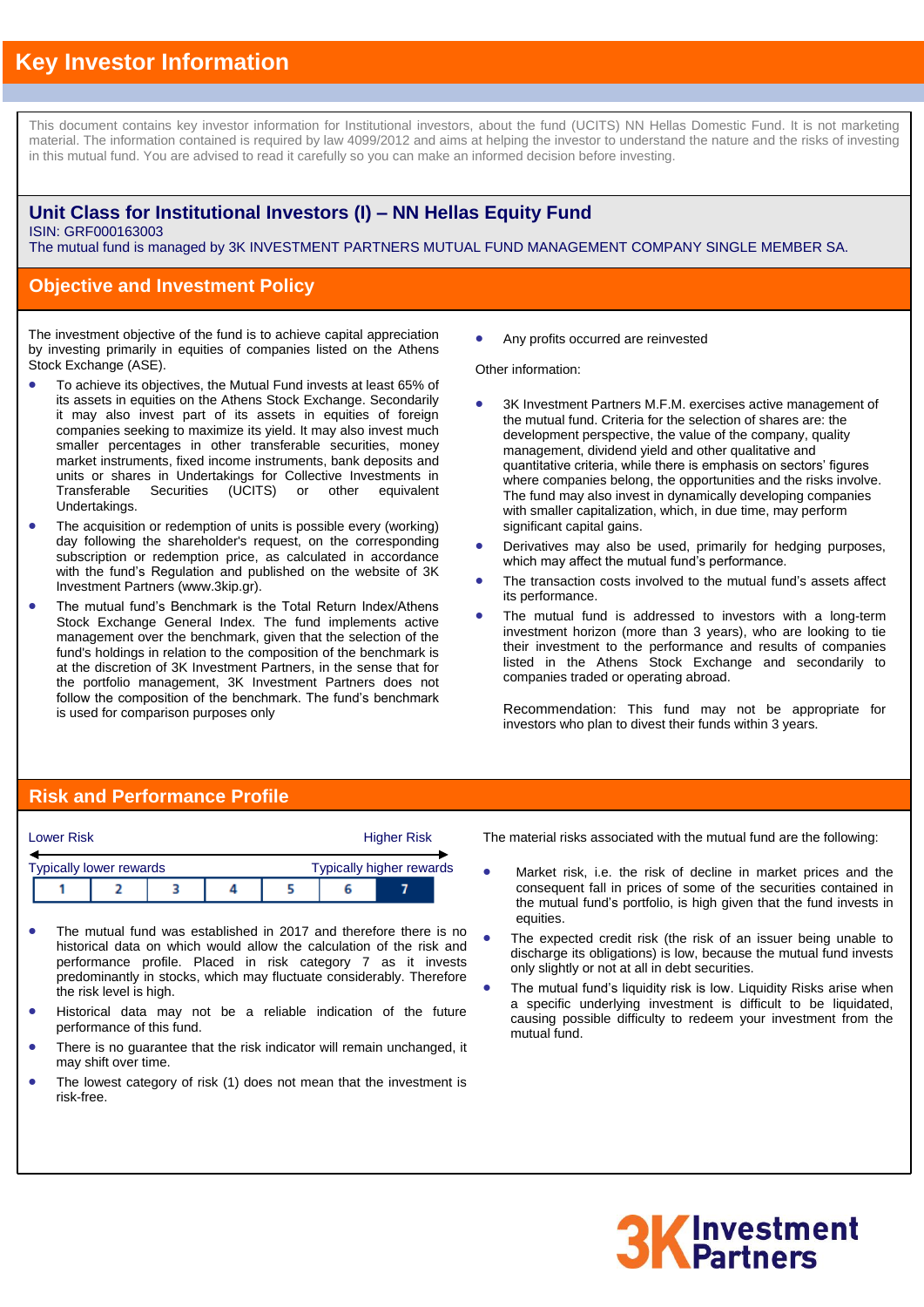# Key Investor Information

This document contains key investor information for Institutional investors, about the fund (UCITS) NN Hellas Domestic Fund. It is not marketing material. The information contained is required by law 4099/2012 and aims at helping the investor to understand the nature and the risks of investing in this mutual fund. You are advised to read it carefully so you can make an informed decision before investing.

## Unit Class for Institutional Investors (I) – NN Hellas Equity Fund

ISIN: GRF000163003

The mutual fund is managed by 3K INVESTMENT PARTNERS MUTUAL FUND MANAGEMENT COMPANY SINGLE MEMBER SA.

## Objective and Investment Policy

The investment objective of the fund is to achieve capital appreciation by investing primarily in equities of companies listed on the Athens Stock Exchange (ASE).

- To achieve its objectives, the Mutual Fund invests at least 65% of its assets in equities on the Athens Stock Exchange. Secondarily it may also invest part of its assets in equities of foreign companies seeking to maximize its yield. It may also invest much smaller percentages in other transferable securities, money market instruments, fixed income instruments, bank deposits and units or shares in Undertakings for Collective Investments in Transferable Securities (UCITS) or other equivalent Undertakings.
- The acquisition or redemption of units is possible every (working) day following the shareholder's request, on the corresponding subscription or redemption price, as calculated in accordance with the fund's Regulation and published on the website of 3K Investment Partners (www.3kip.gr).
- The mutual fund's Benchmark is the Total Return Index/Athens Stock Exchange General Index. The fund implements active management over the benchmark, given that the selection of the fund's holdings in relation to the composition of the benchmark is at the discretion of 3K Investment Partners, in the sense that for the portfolio management, 3K Investment Partners does not follow the composition of the benchmark. The fund's benchmark is used for comparison purposes only
- Any profits occurred are reinvested

Other information:

- 3K Investment Partners M.F.M. exercises active management of the mutual fund. Criteria for the selection of shares are: the development perspective, the value of the company, quality management, dividend yield and other qualitative and quantitative criteria, while there is emphasis on sectors' figures where companies belong, the opportunities and the risks involve. The fund may also invest in dynamically developing companies with smaller capitalization, which, in due time, may perform significant capital gains.
- Derivatives may also be used, primarily for hedging purposes, which may affect the mutual fund's performance.
- The transaction costs involved to the mutual fund's assets affect its performance.
- The mutual fund is addressed to investors with a long-term investment horizon (more than 3 years), who are looking to tie their investment to the performance and results of companies listed in the Athens Stock Exchange and secondarily to companies traded or operating abroad.

  Recommendation: This fund may not be appropriate for investors who plan to divest their funds within 3 years.

## Risk and Performance Profile

Lower Risk → Higher Risk

Typically lower rewards → Typically higher rewards

| 1 | 2 | 3 | 4 | 5 | 6 | **7** |
|---|---|---|---|---|---|---|

- The mutual fund was established in 2017 and therefore there is no historical data on which would allow the calculation of the risk and performance profile. Placed in risk category 7 as it invests predominantly in stocks, which may fluctuate considerably. Therefore the risk level is high.
- Historical data may not be a reliable indication of the future performance of this fund.
- There is no guarantee that the risk indicator will remain unchanged, it may shift over time.
- The lowest category of risk (1) does not mean that the investment is risk-free.

The material risks associated with the mutual fund are the following:

- Market risk, i.e. the risk of decline in market prices and the consequent fall in prices of some of the securities contained in the mutual fund's portfolio, is high given that the fund invests in equities.
- The expected credit risk (the risk of an issuer being unable to discharge its obligations) is low, because the mutual fund invests only slightly or not at all in debt securities.
- The mutual fund's liquidity risk is low. Liquidity Risks arise when a specific underlying investment is difficult to be liquidated, causing possible difficulty to redeem your investment from the mutual fund.

3K Investment Partners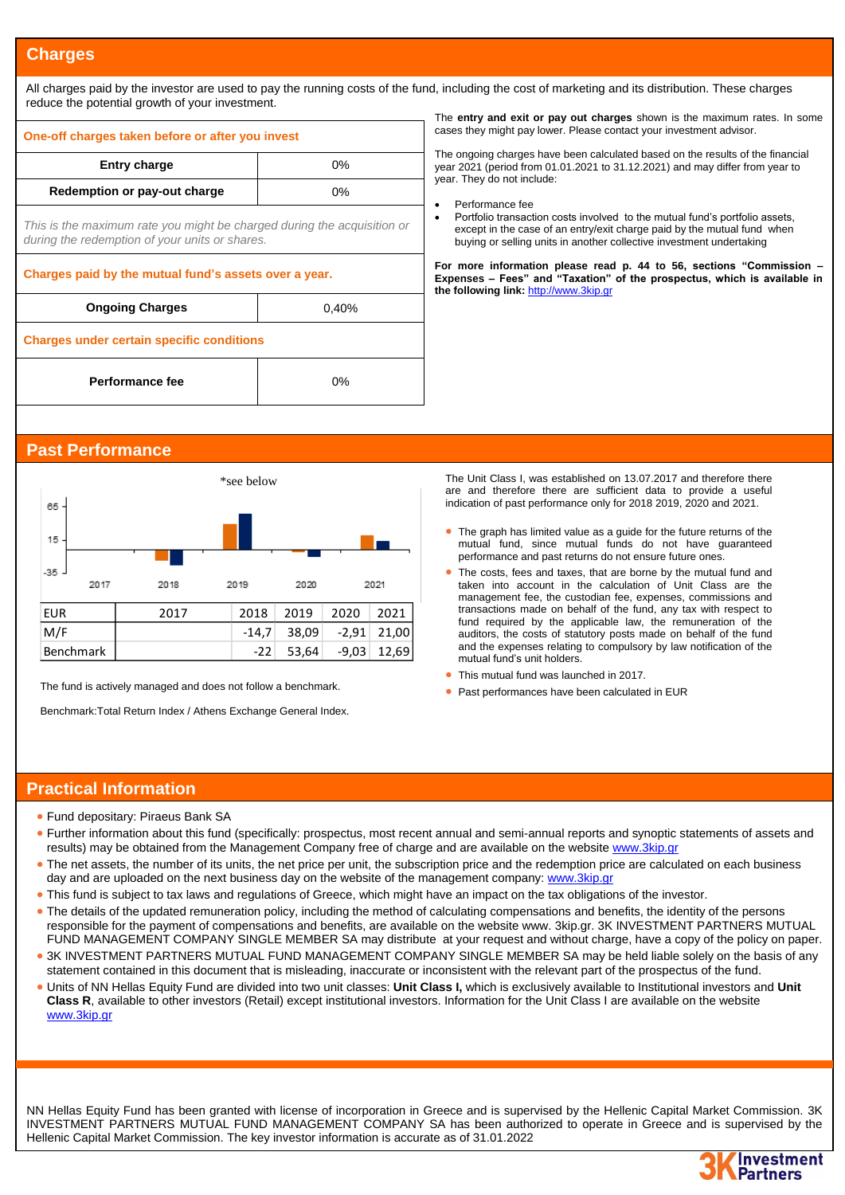## Charges

All charges paid by the investor are used to pay the running costs of the fund, including the cost of marketing and its distribution. These charges reduce the potential growth of your investment.

| One-off charges taken before or after you invest | |
|---|---|
| **Entry charge** | 0% |
| **Redemption or pay-out charge** | 0% |
| *This is the maximum rate you might be charged during the acquisition or during the redemption of your units or shares.* | |
| **Charges paid by the mutual fund's assets over a year.** | |
| **Ongoing Charges** | 0,40% |
| **Charges under certain specific conditions** | |
| **Performance fee** | 0% |

The **entry and exit or pay out charges** shown is the maximum rates. In some cases they might pay lower. Please contact your investment advisor.

The ongoing charges have been calculated based on the results of the financial year 2021 (period from 01.01.2021 to 31.12.2021) and may differ from year to year. They do not include:

- Performance fee
- Portfolio transaction costs involved to the mutual fund's portfolio assets, except in the case of an entry/exit charge paid by the mutual fund when buying or selling units in another collective investment undertaking

**For more information please read p. 44 to 56, sections "Commission – Expenses – Fees" and "Taxation" of the prospectus, which is available in the following link:** http://www.3kip.gr

## Past Performance

*see below

65
15
-35
2017
2018
2019
2020
2021

| EUR | 2017 | 2018 | 2019 | 2020 | 2021 |
|---|---|---|---|---|---|
| M/F | | -14,7 | 38,09 | -2,91 | 21,00 |
| Benchmark | | -22 | 53,64 | -9,03 | 12,69 |

The fund is actively managed and does not follow a benchmark.

Benchmark:Total Return Index / Athens Exchange General Index.

The Unit Class I, was established on 13.07.2017 and therefore there are and therefore there are sufficient data to provide a useful indication of past performance only for 2018 2019, 2020 and 2021.

- The graph has limited value as a guide for the future returns of the mutual fund, since mutual funds do not have guaranteed performance and past returns do not ensure future ones.
- The costs, fees and taxes, that are borne by the mutual fund and taken into account in the calculation of Unit Class are the management fee, the custodian fee, expenses, commissions and transactions made on behalf of the fund, any tax with respect to fund required by the applicable law, the remuneration of the auditors, the costs of statutory posts made on behalf of the fund and the expenses relating to compulsory by law notification of the mutual fund's unit holders.
- This mutual fund was launched in 2017.
- Past performances have been calculated in EUR

## Practical Information

- Fund depositary: Piraeus Bank SA
- Further information about this fund (specifically: prospectus, most recent annual and semi-annual reports and synoptic statements of assets and results) may be obtained from the Management Company free of charge and are available on the website www.3kip.gr
- The net assets, the number of its units, the net price per unit, the subscription price and the redemption price are calculated on each business day and are uploaded on the next business day on the website of the management company: www.3kip.gr
- This fund is subject to tax laws and regulations of Greece, which might have an impact on the tax obligations of the investor.
- The details of the updated remuneration policy, including the method of calculating compensations and benefits, the identity of the persons responsible for the payment of compensations and benefits, are available on the website www. 3kip.gr. 3K INVESTMENT PARTNERS MUTUAL FUND MANAGEMENT COMPANY SINGLE MEMBER SA may distribute at your request and without charge, have a copy of the policy on paper.
- 3K INVESTMENT PARTNERS MUTUAL FUND MANAGEMENT COMPANY SINGLE MEMBER SA may be held liable solely on the basis of any statement contained in this document that is misleading, inaccurate or inconsistent with the relevant part of the prospectus of the fund.
- Units of NN Hellas Equity Fund are divided into two unit classes: **Unit Class I,** which is exclusively available to Institutional investors and **Unit Class R**, available to other investors (Retail) except institutional investors. Information for the Unit Class I are available on the website www.3kip.gr

NN Hellas Equity Fund has been granted with license of incorporation in Greece and is supervised by the Hellenic Capital Market Commission. 3K INVESTMENT PARTNERS MUTUAL FUND MANAGEMENT COMPANY SA has been authorized to operate in Greece and is supervised by the Hellenic Capital Market Commission. The key investor information is accurate as of 31.01.2022